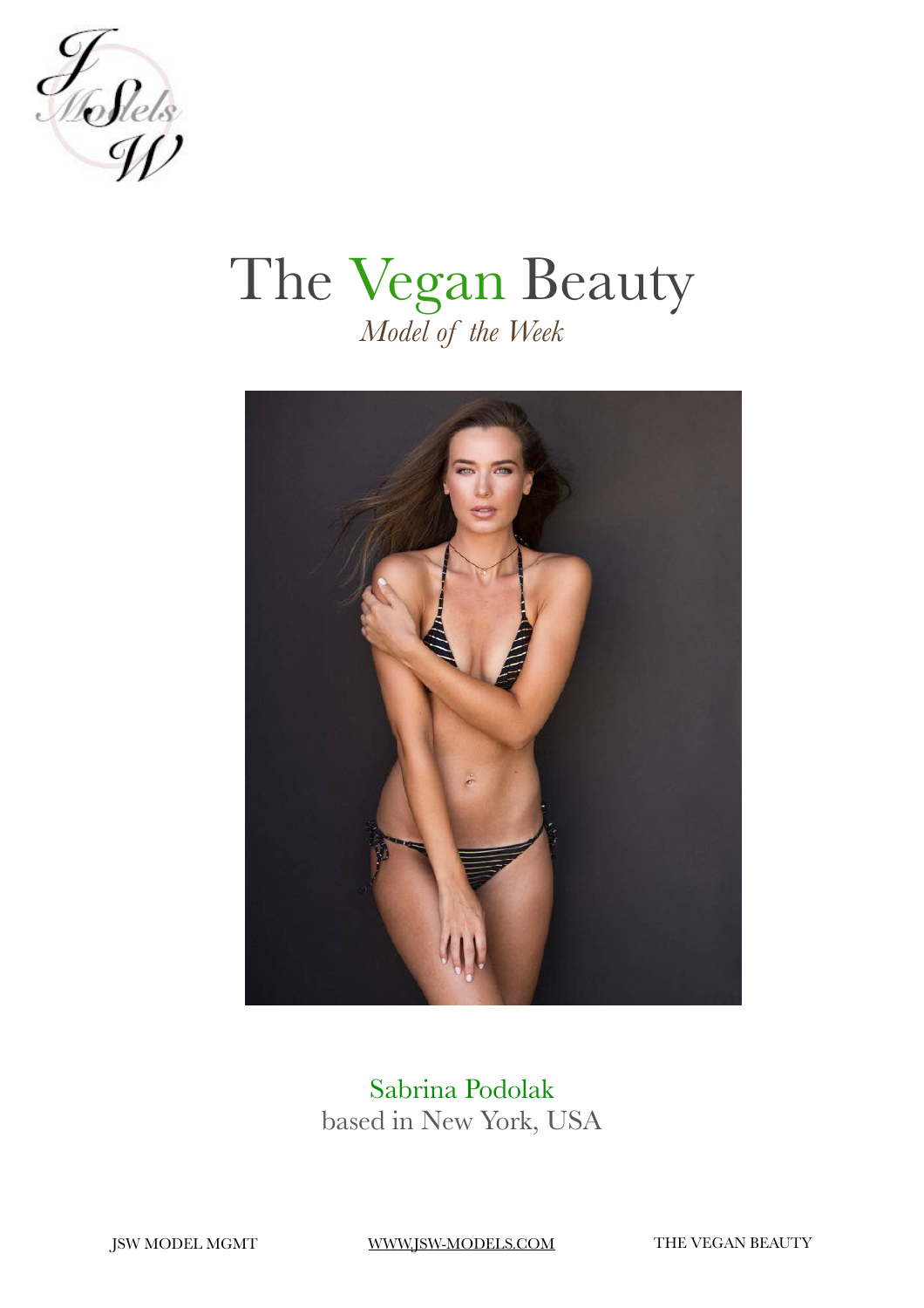# The Vegan Beauty

*Model of the Week*

Sabrina Podolak

based in New York, USA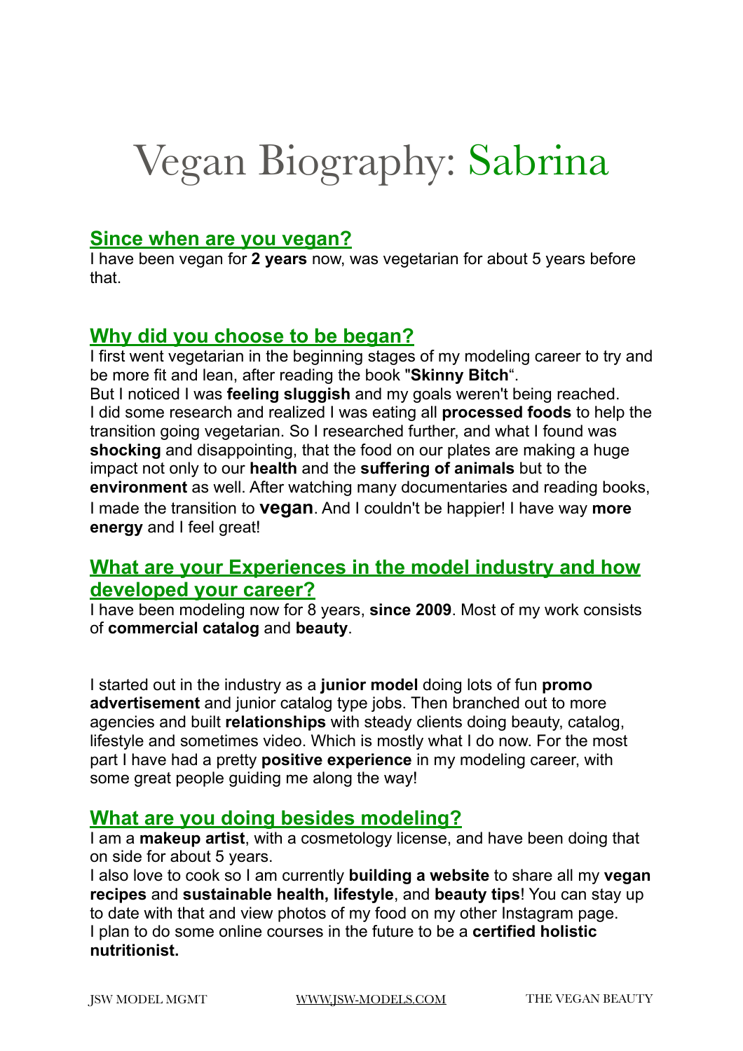# Vegan Biography: Sabrina

## Since when are you vegan?

I have been vegan for **2 years** now, was vegetarian for about 5 years before that.

## Why did you choose to be began?

I first went vegetarian in the beginning stages of my modeling career to try and be more fit and lean, after reading the book "**Skinny Bitch**".
But I noticed I was **feeling sluggish** and my goals weren't being reached. I did some research and realized I was eating all **processed foods** to help the transition going vegetarian. So I researched further, and what I found was **shocking** and disappointing, that the food on our plates are making a huge impact not only to our **health** and the **suffering of animals** but to the **environment** as well. After watching many documentaries and reading books, I made the transition to **vegan**. And I couldn't be happier! I have way **more energy** and I feel great!

## What are your Experiences in the model industry and how developed your career?

I have been modeling now for 8 years, **since 2009**. Most of my work consists of **commercial catalog** and **beauty**.

I started out in the industry as a **junior model** doing lots of fun **promo advertisement** and junior catalog type jobs. Then branched out to more agencies and built **relationships** with steady clients doing beauty, catalog, lifestyle and sometimes video. Which is mostly what I do now. For the most part I have had a pretty **positive experience** in my modeling career, with some great people guiding me along the way!

## What are you doing besides modeling?

I am a **makeup artist**, with a cosmetology license, and have been doing that on side for about 5 years.
I also love to cook so I am currently **building a website** to share all my **vegan recipes** and **sustainable health, lifestyle**, and **beauty tips**! You can stay up to date with that and view photos of my food on my other Instagram page.
I plan to do some online courses in the future to be a **certified holistic nutritionist.**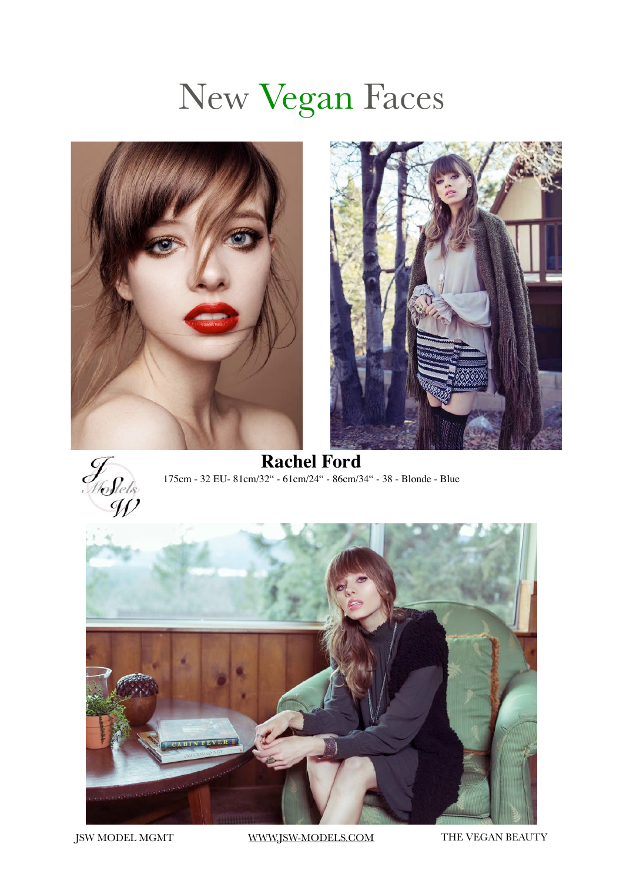# New Vegan Faces

## Rachel Ford

175cm - 32 EU- 81cm/32" - 61cm/24" - 86cm/34" - 38 - Blonde - Blue

JSW MODEL MGMT

WWW.JSW-MODELS.COM

THE VEGAN BEAUTY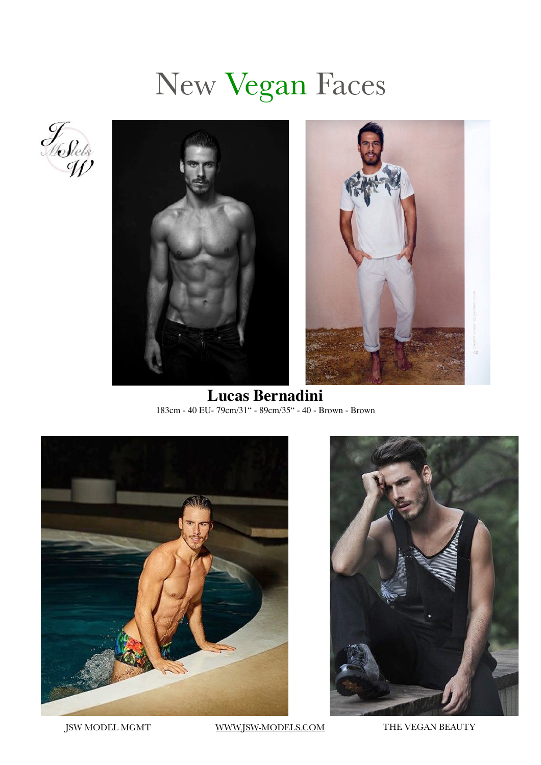# New Vegan Faces

**Lucas Bernadini**

183cm - 40 EU- 79cm/31“ - 89cm/35“ - 40 - Brown - Brown

JSW MODEL MGMT WWW.JSW-MODELS.COM THE VEGAN BEAUTY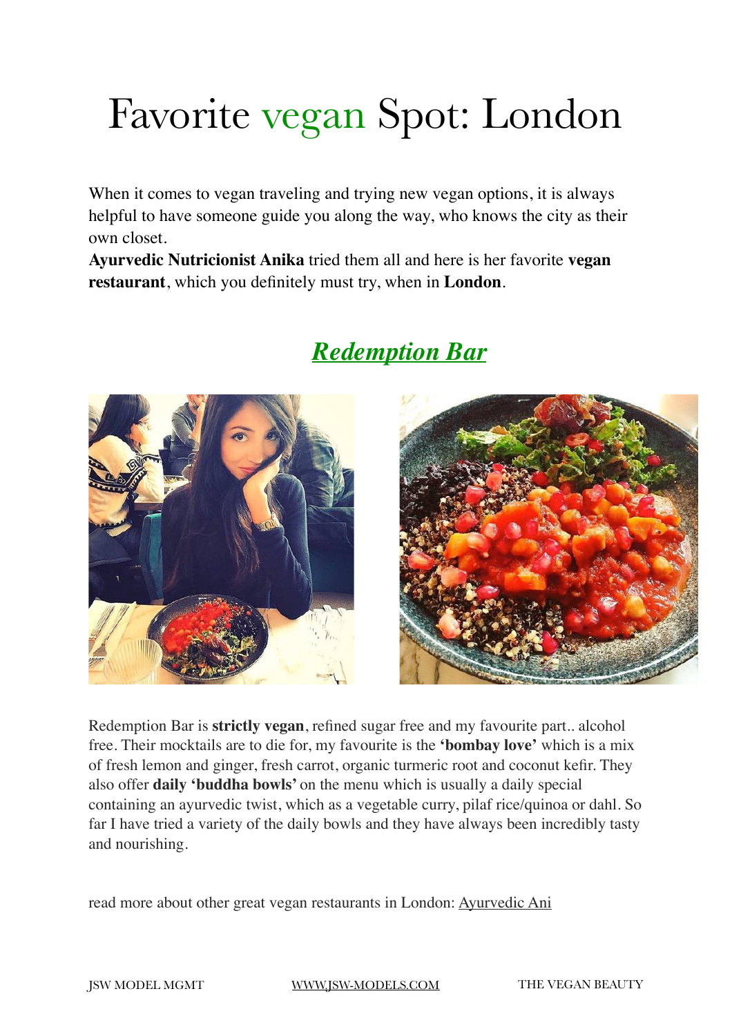# Favorite vegan Spot: London

When it comes to vegan traveling and trying new vegan options, it is always helpful to have someone guide you along the way, who knows the city as their own closet.
**Ayurvedic Nutricionist Anika** tried them all and here is her favorite **vegan restaurant**, which you definitely must try, when in **London**.

## ***Redemption Bar***

Redemption Bar is **strictly vegan**, refined sugar free and my favourite part.. alcohol free. Their mocktails are to die for, my favourite is the **'bombay love'** which is a mix of fresh lemon and ginger, fresh carrot, organic turmeric root and coconut kefir. They also offer **daily 'buddha bowls'** on the menu which is usually a daily special containing an ayurvedic twist, which as a vegetable curry, pilaf rice/quinoa or dahl. So far I have tried a variety of the daily bowls and they have always been incredibly tasty and nourishing.

read more about other great vegan restaurants in London: Ayurvedic Ani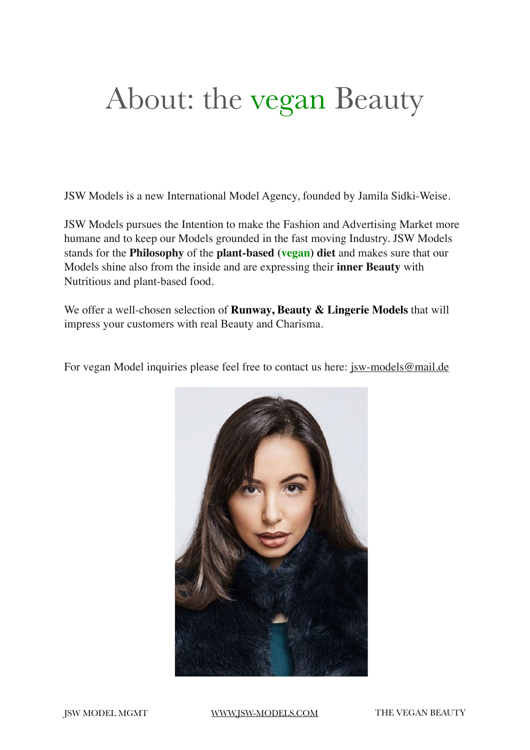# About: the vegan Beauty

JSW Models is a new International Model Agency, founded by Jamila Sidki-Weise.

JSW Models pursues the Intention to make the Fashion and Advertising Market more humane and to keep our Models grounded in the fast moving Industry. JSW Models stands for the **Philosophy** of the **plant-based (vegan) diet** and makes sure that our Models shine also from the inside and are expressing their **inner Beauty** with Nutritious and plant-based food.

We offer a well-chosen selection of **Runway, Beauty & Lingerie Models** that will impress your customers with real Beauty and Charisma.

For vegan Model inquiries please feel free to contact us here: jsw-models@mail.de

JSW MODEL MGMT    WWW.JSW-MODELS.COM    THE VEGAN BEAUTY